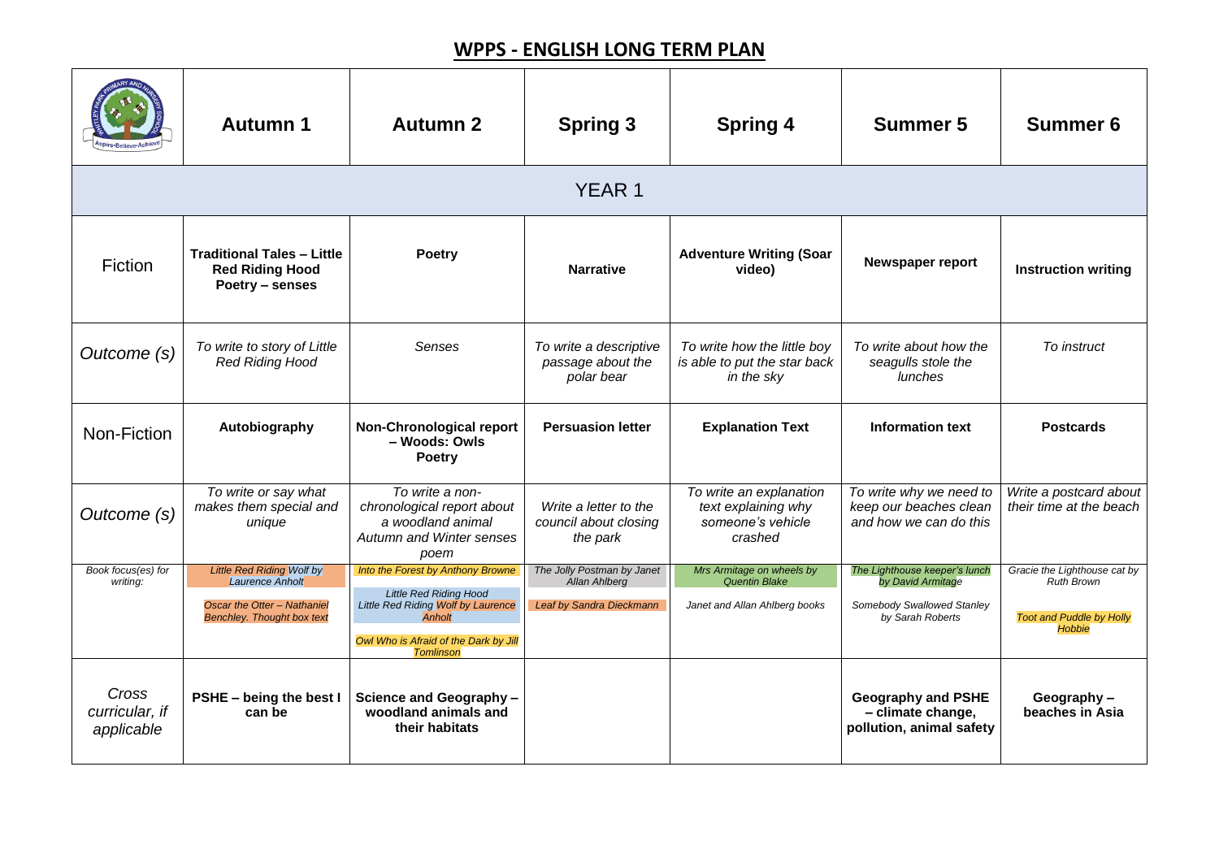# WPPS - ENGLISH LONG TERM PLAN

| | Autumn 1 | Autumn 2 | Spring 3 | Spring 4 | Summer 5 | Summer 6 |
|---|---|---|---|---|---|---|
| **YEAR 1** | | | | | | |
| Fiction | **Traditional Tales – Little Red Riding Hood Poetry – senses** | **Poetry** | **Narrative** | **Adventure Writing (Soar video)** | **Newspaper report** | **Instruction writing** |
| *Outcome (s)* | *To write to story of Little Red Riding Hood* | *Senses* | *To write a descriptive passage about the polar bear* | *To write how the little boy is able to put the star back in the sky* | *To write about how the seagulls stole the lunches* | *To instruct* |
| Non-Fiction | **Autobiography** | **Non-Chronological report – Woods: Owls Poetry** | **Persuasion letter** | **Explanation Text** | **Information text** | **Postcards** |
| *Outcome (s)* | *To write or say what makes them special and unique* | *To write a non-chronological report about a woodland animal Autumn and Winter senses poem* | *Write a letter to the council about closing the park* | *To write an explanation text explaining why someone's vehicle crashed* | *To write why we need to keep our beaches clean and how we can do this* | *Write a postcard about their time at the beach* |
| *Book focus(es) for writing:* | *Little Red Riding Wolf by Laurence Anholt* <br> *Oscar the Otter – Nathaniel Benchley. Thought box text* | *Into the Forest by Anthony Browne* <br> *Little Red Riding Hood Little Red Riding Wolf by Laurence Anholt* <br> *Owl Who is Afraid of the Dark by Jill Tomlinson* | *The Jolly Postman by Janet Allan Ahlberg* <br> *Leaf by Sandra Dieckmann* | *Mrs Armitage on wheels by Quentin Blake* <br> *Janet and Allan Ahlberg books* | *The Lighthouse keeper's lunch by David Armitage* <br> *Somebody Swallowed Stanley by Sarah Roberts* | *Gracie the Lighthouse cat by Ruth Brown* <br> *Toot and Puddle by Holly Hobbie* |
| *Cross curricular, if applicable* | **PSHE – being the best I can be** | **Science and Geography – woodland animals and their habitats** | | | **Geography and PSHE – climate change, pollution, animal safety** | **Geography – beaches in Asia** |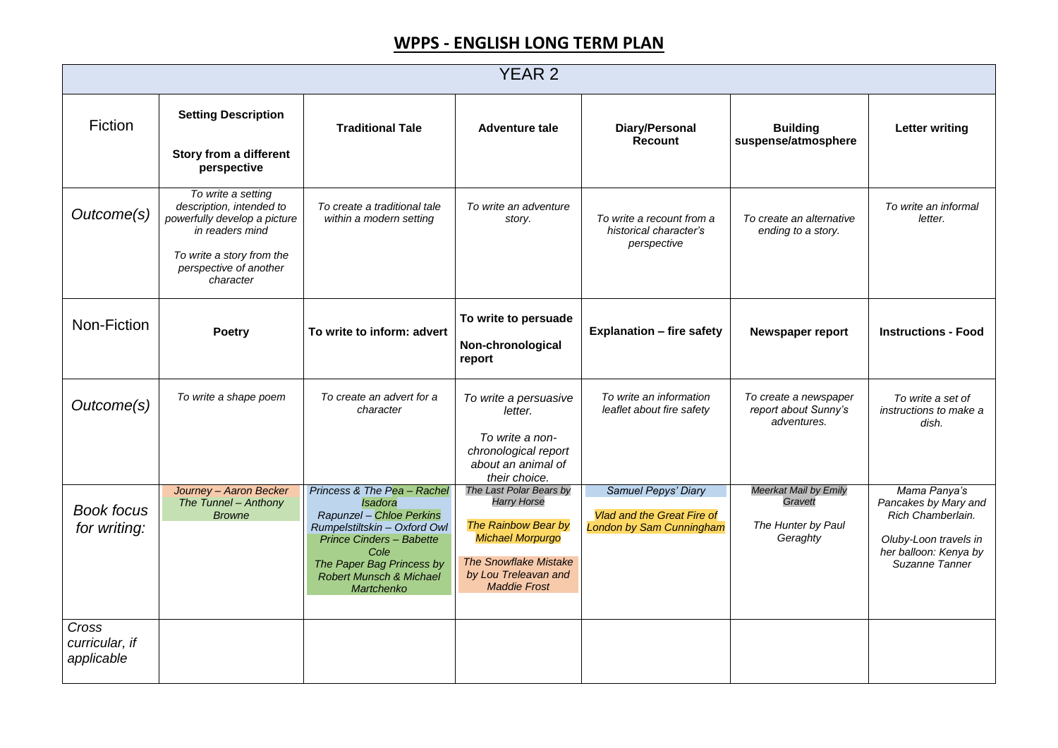## WPPS - ENGLISH LONG TERM PLAN

| YEAR 2 | | | | | | |
|---|---|---|---|---|---|---|
| Fiction | **Setting Description**<br><br>**Story from a different perspective** | **Traditional Tale** | **Adventure tale** | **Diary/Personal Recount** | **Building suspense/atmosphere** | **Letter writing** |
| *Outcome(s)* | *To write a setting description, intended to powerfully develop a picture in readers mind*<br><br>*To write a story from the perspective of another character* | *To create a traditional tale within a modern setting* | *To write an adventure story.* | *To write a recount from a historical character's perspective* | *To create an alternative ending to a story.* | *To write an informal letter.* |
| Non-Fiction | **Poetry** | **To write to inform: advert** | **To write to persuade**<br><br>**Non-chronological report** | **Explanation – fire safety** | **Newspaper report** | **Instructions - Food** |
| *Outcome(s)* | *To write a shape poem* | *To create an advert for a character* | *To write a persuasive letter.*<br><br>*To write a non-chronological report about an animal of their choice.* | *To write an information leaflet about fire safety* | *To create a newspaper report about Sunny's adventures.* | *To write a set of instructions to make a dish.* |
| *Book focus for writing:* | *Journey – Aaron Becker*<br>*The Tunnel – Anthony Browne* | *Princess & The Pea – Rachel Isadora*<br>*Rapunzel – Chloe Perkins*<br>*Rumpelstiltskin – Oxford Owl*<br>*Prince Cinders – Babette Cole*<br>*The Paper Bag Princess by Robert Munsch & Michael Martchenko* | *The Last Polar Bears by Harry Horse*<br><br>*The Rainbow Bear by Michael Morpurgo*<br><br>*The Snowflake Mistake by Lou Treleavan and Maddie Frost* | *Samuel Pepys' Diary*<br><br>*Vlad and the Great Fire of London by Sam Cunningham* | *Meerkat Mail by Emily Gravett*<br><br>*The Hunter by Paul Geraghty* | *Mama Panya's Pancakes by Mary and Rich Chamberlain.*<br><br>*Oluby-Loon travels in her balloon: Kenya by Suzanne Tanner* |
| *Cross curricular, if applicable* | | | | | | |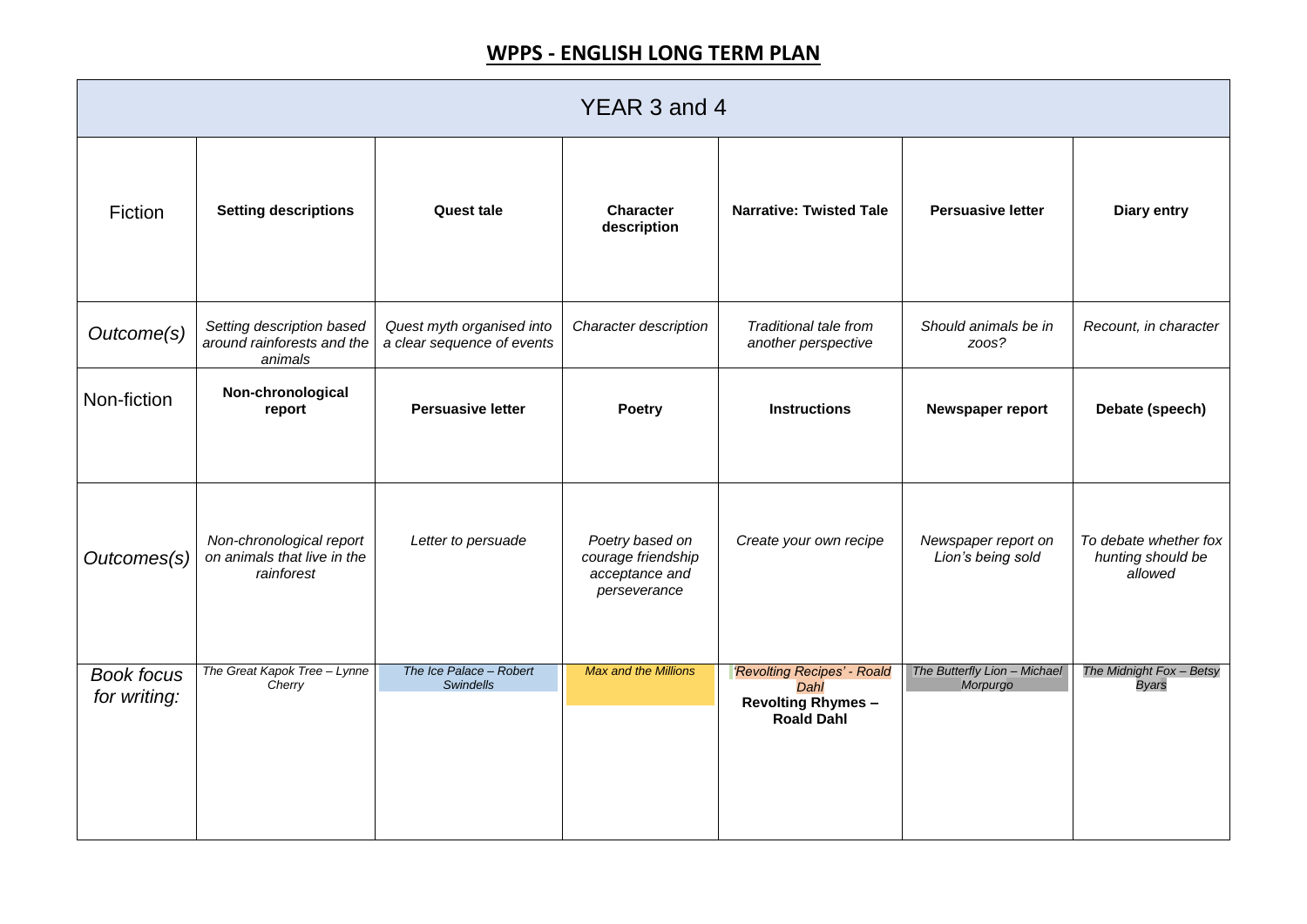# WPPS - ENGLISH LONG TERM PLAN

| YEAR 3 and 4 | | | | | | |
|---|---|---|---|---|---|---|
| Fiction | **Setting descriptions** | **Quest tale** | **Character description** | **Narrative: Twisted Tale** | **Persuasive letter** | **Diary entry** |
| *Outcome(s)* | *Setting description based around rainforests and the animals* | *Quest myth organised into a clear sequence of events* | *Character description* | *Traditional tale from another perspective* | *Should animals be in zoos?* | *Recount, in character* |
| Non-fiction | **Non-chronological report** | **Persuasive letter** | **Poetry** | **Instructions** | **Newspaper report** | **Debate (speech)** |
| *Outcomes(s)* | *Non-chronological report on animals that live in the rainforest* | *Letter to persuade* | *Poetry based on courage friendship acceptance and perseverance* | *Create your own recipe* | *Newspaper report on Lion's being sold* | *To debate whether fox hunting should be allowed* |
| *Book focus for writing:* | *The Great Kapok Tree – Lynne Cherry* | *The Ice Palace – Robert Swindells* | *Max and the Millions* | *'Revolting Recipes' - Roald Dahl* **Revolting Rhymes – Roald Dahl** | *The Butterfly Lion – Michael Morpurgo* | *The Midnight Fox – Betsy Byars* |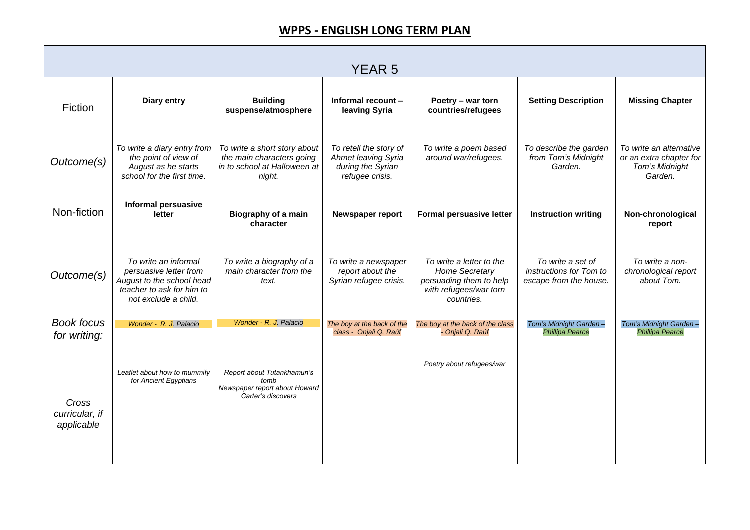# WPPS - ENGLISH LONG TERM PLAN

| YEAR 5 | | | | | | |
|---|---|---|---|---|---|---|
| Fiction | **Diary entry** | **Building suspense/atmosphere** | **Informal recount – leaving Syria** | **Poetry – war torn countries/refugees** | **Setting Description** | **Missing Chapter** |
| *Outcome(s)* | *To write a diary entry from the point of view of August as he starts school for the first time.* | *To write a short story about the main characters going in to school at Halloween at night.* | *To retell the story of Ahmet leaving Syria during the Syrian refugee crisis.* | *To write a poem based around war/refugees.* | *To describe the garden from Tom's Midnight Garden.* | *To write an alternative or an extra chapter for Tom's Midnight Garden.* |
| Non-fiction | **Informal persuasive letter** | **Biography of a main character** | **Newspaper report** | **Formal persuasive letter** | **Instruction writing** | **Non-chronological report** |
| *Outcome(s)* | *To write an informal persuasive letter from August to the school head teacher to ask for him to not exclude a child.* | *To write a biography of a main character from the text.* | *To write a newspaper report about the Syrian refugee crisis.* | *To write a letter to the Home Secretary persuading them to help with refugees/war torn countries.* | *To write a set of instructions for Tom to escape from the house.* | *To write a non-chronological report about Tom.* |
| *Book focus for writing:* | *Wonder - R. J. Palacio* | *Wonder - R. J. Palacio* | *The boy at the back of the class - Onjali Q. Raúf* | *The boy at the back of the class - Onjali Q. Raúf*<br><br>*Poetry about refugees/war* | *Tom's Midnight Garden – Phillipa Pearce* | *Tom's Midnight Garden – Phillipa Pearce* |
| *Cross curricular, if applicable* | *Leaflet about how to mummify for Ancient Egyptians* | *Report about Tutankhamun's tomb*<br>*Newspaper report about Howard Carter's discovers* | | | | |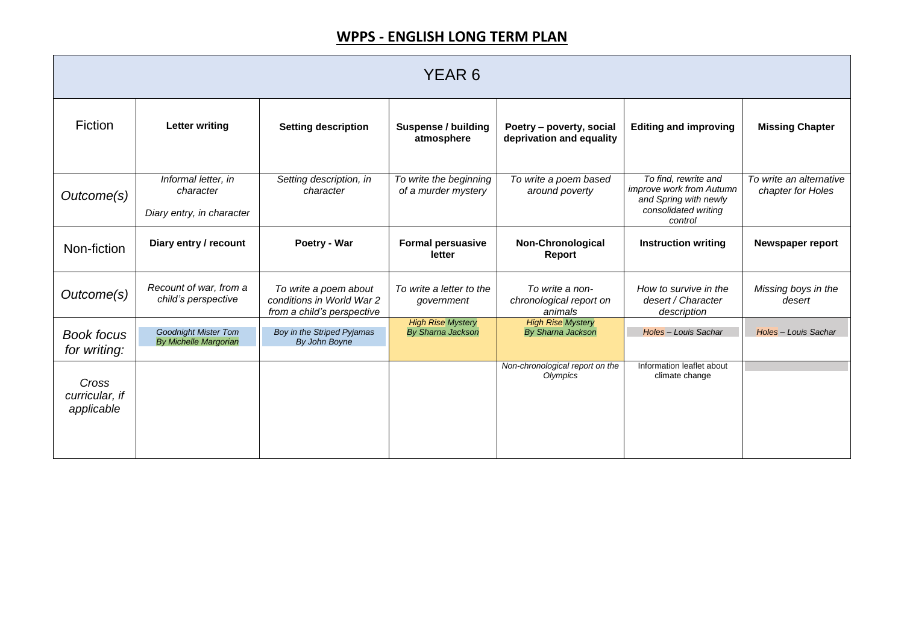# WPPS - ENGLISH LONG TERM PLAN

| YEAR 6 | | | | | | |
|---|---|---|---|---|---|---|
| Fiction | **Letter writing** | **Setting description** | **Suspense / building atmosphere** | **Poetry – poverty, social deprivation and equality** | **Editing and improving** | **Missing Chapter** |
| *Outcome(s)* | *Informal letter, in character*<br><br>*Diary entry, in character* | *Setting description, in character* | *To write the beginning of a murder mystery* | *To write a poem based around poverty* | *To find, rewrite and improve work from Autumn and Spring with newly consolidated writing control* | *To write an alternative chapter for Holes* |
| Non-fiction | **Diary entry / recount** | **Poetry - War** | **Formal persuasive letter** | **Non-Chronological Report** | **Instruction writing** | **Newspaper report** |
| *Outcome(s)* | *Recount of war, from a child's perspective* | *To write a poem about conditions in World War 2 from a child's perspective* | *To write a letter to the government* | *To write a non-chronological report on animals* | *How to survive in the desert / Character description* | *Missing boys in the desert* |
| *Book focus for writing:* | *Goodnight Mister Tom By Michelle Margorian* | *Boy in the Striped Pyjamas By John Boyne* | *High Rise Mystery By Sharna Jackson* | *High Rise Mystery By Sharna Jackson* | *Holes – Louis Sachar* | *Holes – Louis Sachar* |
| *Cross curricular, if applicable* | | | | *Non-chronological report on the Olympics* | Information leaflet about climate change | |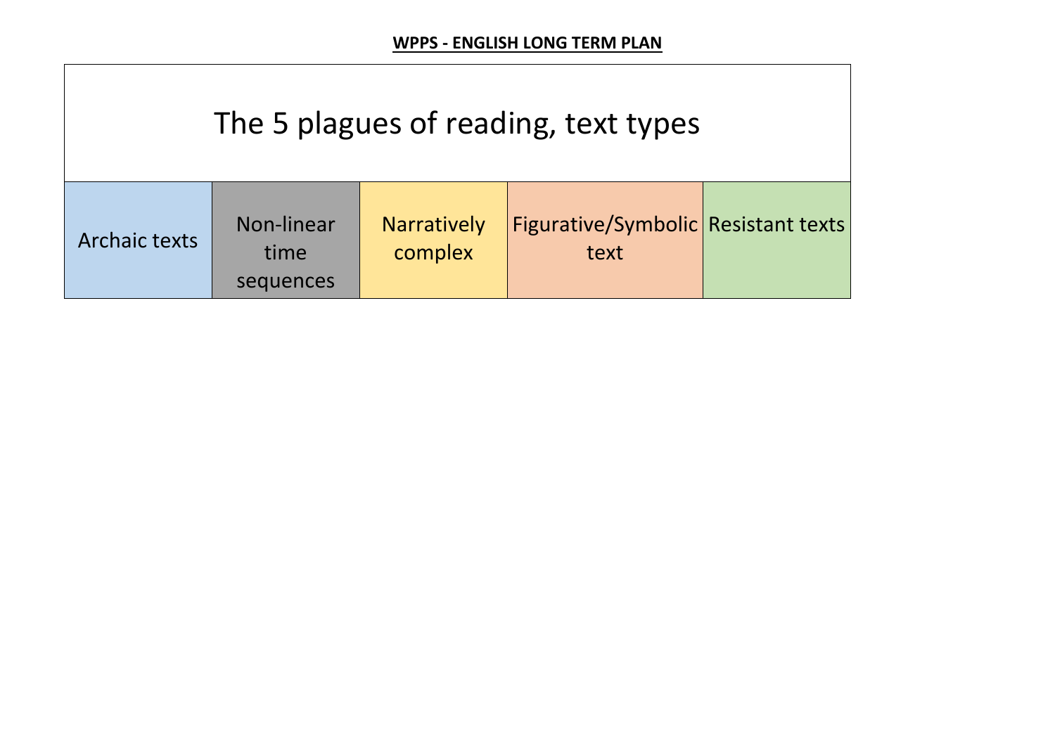**WPPS - ENGLISH LONG TERM PLAN**

| The 5 plagues of reading, text types | | | | |
| --- | --- | --- | --- | --- |
| Archaic texts | Non-linear time sequences | Narratively complex | Figurative/Symbolic text | Resistant texts |